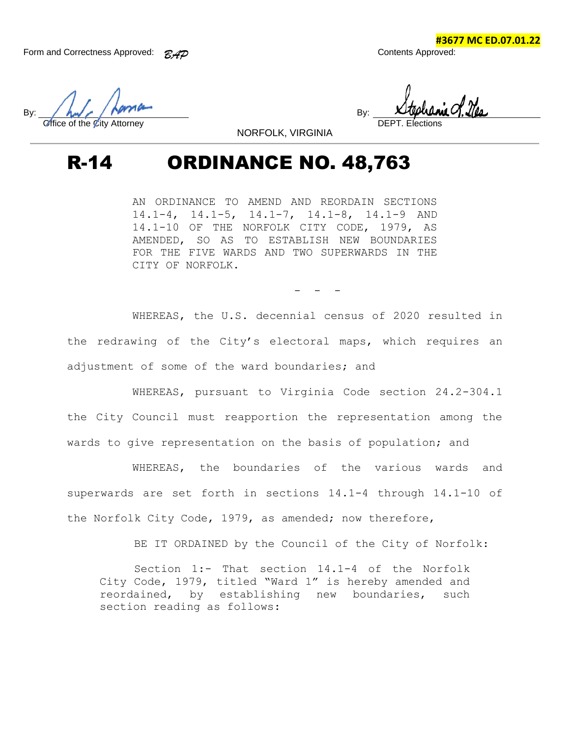#3677 MC ED.07.01.22

Form and Correctness Approved: BAP

By: Office of the City Attorney

Contents Approved:

By: DEPT. Elections

NORFOLK, VIRGINIA

# R-14 ORDINANCE NO. 48,763

AN ORDINANCE TO AMEND AND REORDAIN SECTIONS 14.1-4, 14.1-5, 14.1-7, 14.1-8, 14.1-9 AND 14.1-10 OF THE NORFOLK CITY CODE, 1979, AS AMENDED, SO AS TO ESTABLISH NEW BOUNDARIES FOR THE FIVE WARDS AND TWO SUPERWARDS IN THE CITY OF NORFOLK.

- - -

WHEREAS, the U.S. decennial census of 2020 resulted in the redrawing of the City's electoral maps, which requires an adjustment of some of the ward boundaries; and

WHEREAS, pursuant to Virginia Code section 24.2-304.1 the City Council must reapportion the representation among the wards to give representation on the basis of population; and

WHEREAS, the boundaries of the various wards and superwards are set forth in sections 14.1-4 through 14.1-10 of the Norfolk City Code, 1979, as amended; now therefore,

BE IT ORDAINED by the Council of the City of Norfolk:

Section 1:- That section 14.1-4 of the Norfolk City Code, 1979, titled "Ward 1" is hereby amended and reordained, by establishing new boundaries, such section reading as follows: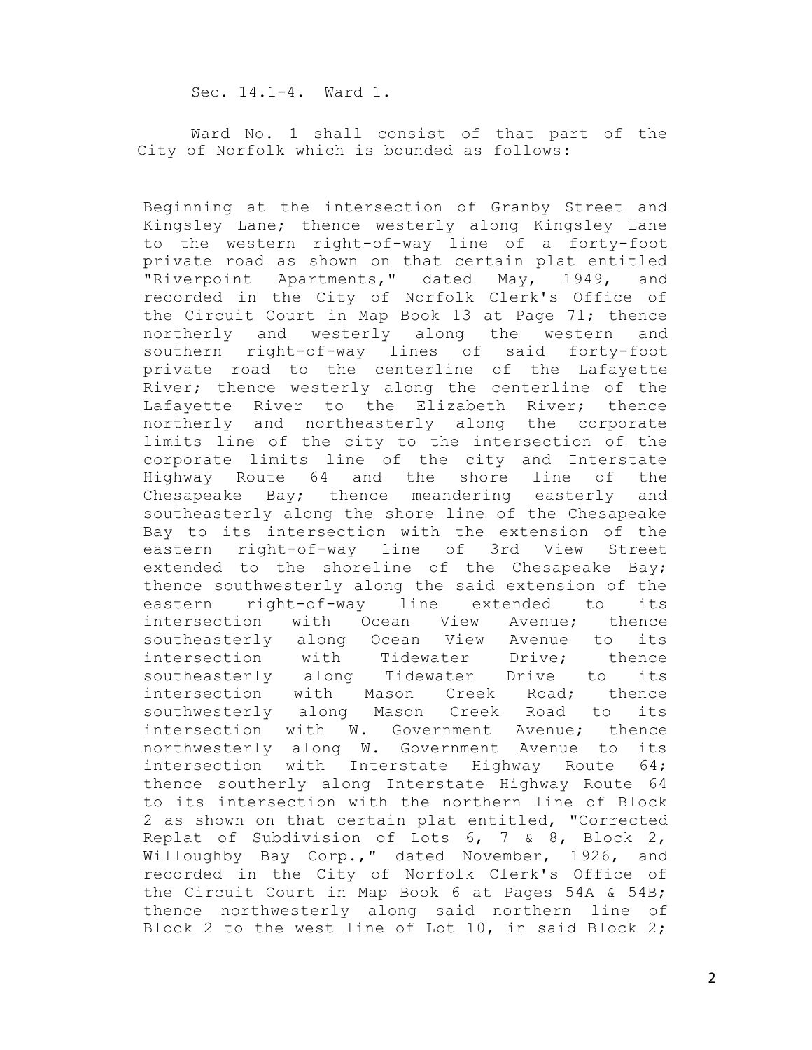Sec. 14.1-4. Ward 1.

Ward No. 1 shall consist of that part of the City of Norfolk which is bounded as follows:

Beginning at the intersection of Granby Street and Kingsley Lane; thence westerly along Kingsley Lane to the western right-of-way line of a forty-foot private road as shown on that certain plat entitled "Riverpoint Apartments," dated May, 1949, and recorded in the City of Norfolk Clerk's Office of the Circuit Court in Map Book 13 at Page 71; thence northerly and westerly along the western and southern right-of-way lines of said forty-foot private road to the centerline of the Lafayette River; thence westerly along the centerline of the Lafayette River to the Elizabeth River; thence northerly and northeasterly along the corporate limits line of the city to the intersection of the corporate limits line of the city and Interstate Highway Route 64 and the shore line of the Chesapeake Bay; thence meandering easterly and southeasterly along the shore line of the Chesapeake Bay to its intersection with the extension of the eastern right-of-way line of 3rd View Street extended to the shoreline of the Chesapeake Bay; thence southwesterly along the said extension of the eastern right-of-way line extended to its intersection with Ocean View Avenue; thence southeasterly along Ocean View Avenue to its intersection with Tidewater Drive; thence southeasterly along Tidewater Drive to its intersection with Mason Creek Road; thence southwesterly along Mason Creek Road to its intersection with W. Government Avenue; thence northwesterly along W. Government Avenue to its intersection with Interstate Highway Route 64; thence southerly along Interstate Highway Route 64 to its intersection with the northern line of Block 2 as shown on that certain plat entitled, "Corrected Replat of Subdivision of Lots 6, 7 & 8, Block 2, Willoughby Bay Corp.," dated November, 1926, and recorded in the City of Norfolk Clerk's Office of the Circuit Court in Map Book 6 at Pages 54A & 54B; thence northwesterly along said northern line of Block 2 to the west line of Lot 10, in said Block 2;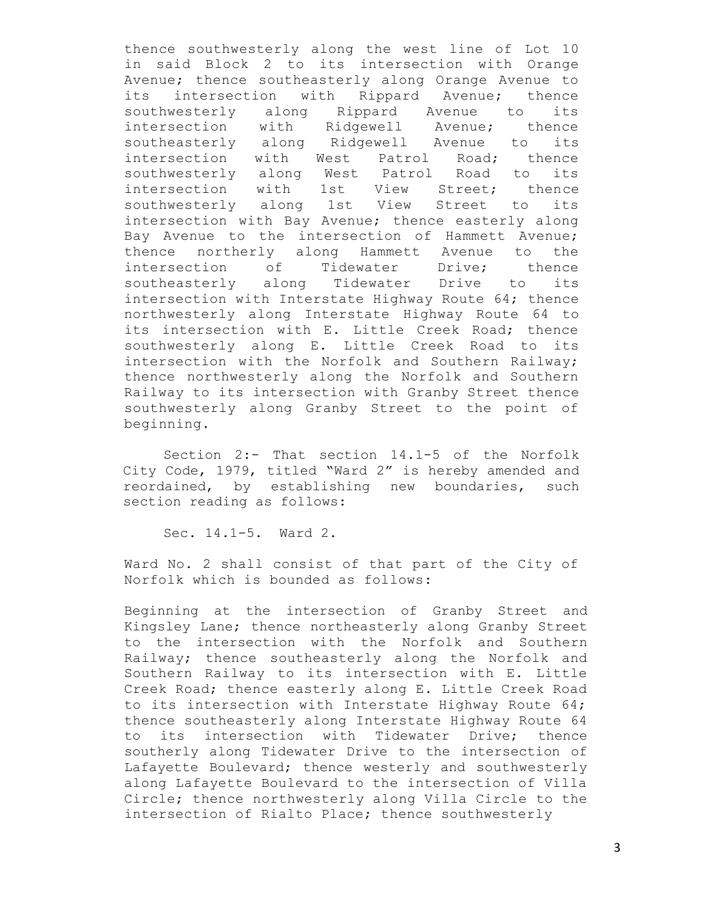thence southwesterly along the west line of Lot 10 in said Block 2 to its intersection with Orange Avenue; thence southeasterly along Orange Avenue to its intersection with Rippard Avenue; thence southwesterly along Rippard Avenue to its intersection with Ridgewell Avenue; thence southeasterly along Ridgewell Avenue to its intersection with West Patrol Road; thence southwesterly along West Patrol Road to its intersection with 1st View Street; thence southwesterly along 1st View Street to its intersection with Bay Avenue; thence easterly along Bay Avenue to the intersection of Hammett Avenue; thence northerly along Hammett Avenue to the intersection of Tidewater Drive; thence southeasterly along Tidewater Drive to its intersection with Interstate Highway Route 64; thence northwesterly along Interstate Highway Route 64 to its intersection with E. Little Creek Road; thence southwesterly along E. Little Creek Road to its intersection with the Norfolk and Southern Railway; thence northwesterly along the Norfolk and Southern Railway to its intersection with Granby Street thence southwesterly along Granby Street to the point of beginning.

Section 2:- That section 14.1-5 of the Norfolk City Code, 1979, titled "Ward 2" is hereby amended and reordained, by establishing new boundaries, such section reading as follows:

Sec. 14.1-5. Ward 2.

Ward No. 2 shall consist of that part of the City of Norfolk which is bounded as follows:

Beginning at the intersection of Granby Street and Kingsley Lane; thence northeasterly along Granby Street to the intersection with the Norfolk and Southern Railway; thence southeasterly along the Norfolk and Southern Railway to its intersection with E. Little Creek Road; thence easterly along E. Little Creek Road to its intersection with Interstate Highway Route 64; thence southeasterly along Interstate Highway Route 64 to its intersection with Tidewater Drive; thence southerly along Tidewater Drive to the intersection of Lafayette Boulevard; thence westerly and southwesterly along Lafayette Boulevard to the intersection of Villa Circle; thence northwesterly along Villa Circle to the intersection of Rialto Place; thence southwesterly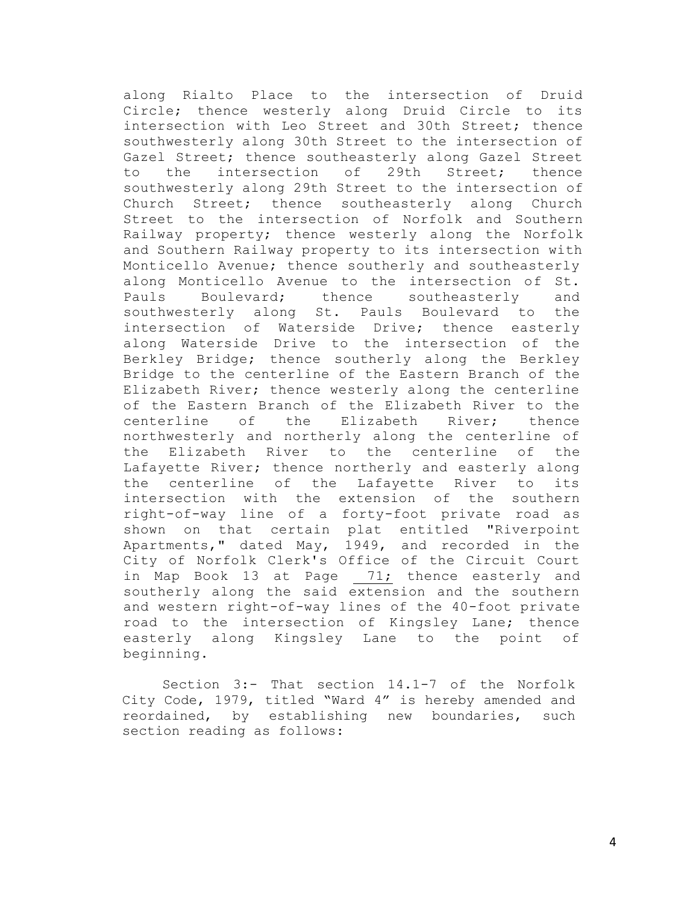along Rialto Place to the intersection of Druid Circle; thence westerly along Druid Circle to its intersection with Leo Street and 30th Street; thence southwesterly along 30th Street to the intersection of Gazel Street; thence southeasterly along Gazel Street to the intersection of 29th Street; thence southwesterly along 29th Street to the intersection of Church Street; thence southeasterly along Church Street to the intersection of Norfolk and Southern Railway property; thence westerly along the Norfolk and Southern Railway property to its intersection with Monticello Avenue; thence southerly and southeasterly along Monticello Avenue to the intersection of St. Pauls Boulevard; thence southeasterly and southwesterly along St. Pauls Boulevard to the intersection of Waterside Drive; thence easterly along Waterside Drive to the intersection of the Berkley Bridge; thence southerly along the Berkley Bridge to the centerline of the Eastern Branch of the Elizabeth River; thence westerly along the centerline of the Eastern Branch of the Elizabeth River to the centerline of the Elizabeth River; thence northwesterly and northerly along the centerline of the Elizabeth River to the centerline of the Lafayette River; thence northerly and easterly along the centerline of the Lafayette River to its intersection with the extension of the southern right-of-way line of a forty-foot private road as shown on that certain plat entitled "Riverpoint Apartments," dated May, 1949, and recorded in the City of Norfolk Clerk's Office of the Circuit Court in Map Book 13 at Page 71; thence easterly and southerly along the said extension and the southern and western right-of-way lines of the 40-foot private road to the intersection of Kingsley Lane; thence easterly along Kingsley Lane to the point of beginning.

Section 3:- That section 14.1-7 of the Norfolk City Code, 1979, titled "Ward 4" is hereby amended and reordained, by establishing new boundaries, such section reading as follows: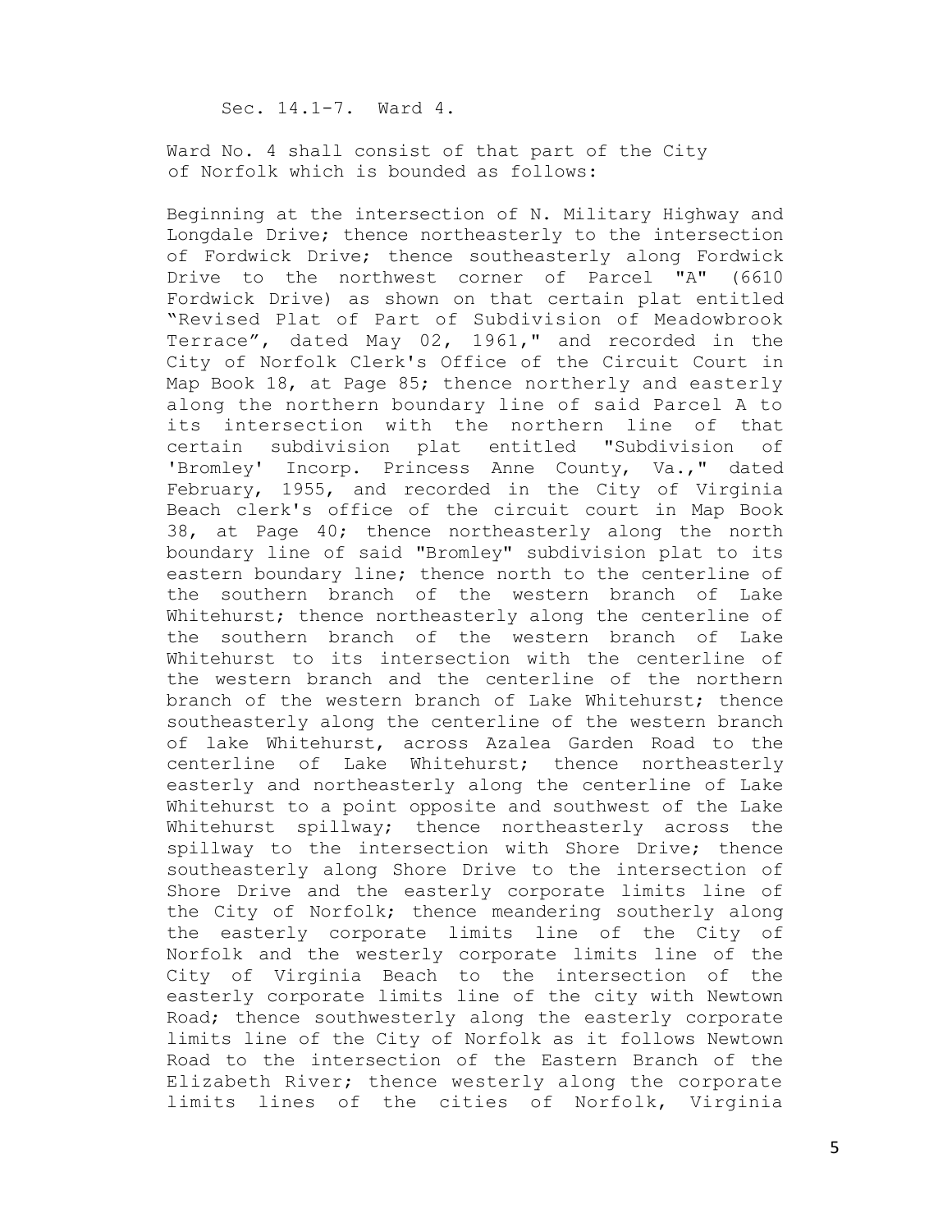Sec. 14.1-7. Ward 4.

Ward No. 4 shall consist of that part of the City of Norfolk which is bounded as follows:

Beginning at the intersection of N. Military Highway and Longdale Drive; thence northeasterly to the intersection of Fordwick Drive; thence southeasterly along Fordwick Drive to the northwest corner of Parcel "A" (6610 Fordwick Drive) as shown on that certain plat entitled "Revised Plat of Part of Subdivision of Meadowbrook Terrace", dated May 02, 1961," and recorded in the City of Norfolk Clerk's Office of the Circuit Court in Map Book 18, at Page 85; thence northerly and easterly along the northern boundary line of said Parcel A to its intersection with the northern line of that certain subdivision plat entitled "Subdivision of 'Bromley' Incorp. Princess Anne County, Va.," dated February, 1955, and recorded in the City of Virginia Beach clerk's office of the circuit court in Map Book 38, at Page 40; thence northeasterly along the north boundary line of said "Bromley" subdivision plat to its eastern boundary line; thence north to the centerline of the southern branch of the western branch of Lake Whitehurst; thence northeasterly along the centerline of the southern branch of the western branch of Lake Whitehurst to its intersection with the centerline of the western branch and the centerline of the northern branch of the western branch of Lake Whitehurst; thence southeasterly along the centerline of the western branch of lake Whitehurst, across Azalea Garden Road to the centerline of Lake Whitehurst; thence northeasterly easterly and northeasterly along the centerline of Lake Whitehurst to a point opposite and southwest of the Lake Whitehurst spillway; thence northeasterly across the spillway to the intersection with Shore Drive; thence southeasterly along Shore Drive to the intersection of Shore Drive and the easterly corporate limits line of the City of Norfolk; thence meandering southerly along the easterly corporate limits line of the City of Norfolk and the westerly corporate limits line of the City of Virginia Beach to the intersection of the easterly corporate limits line of the city with Newtown Road; thence southwesterly along the easterly corporate limits line of the City of Norfolk as it follows Newtown Road to the intersection of the Eastern Branch of the Elizabeth River; thence westerly along the corporate limits lines of the cities of Norfolk, Virginia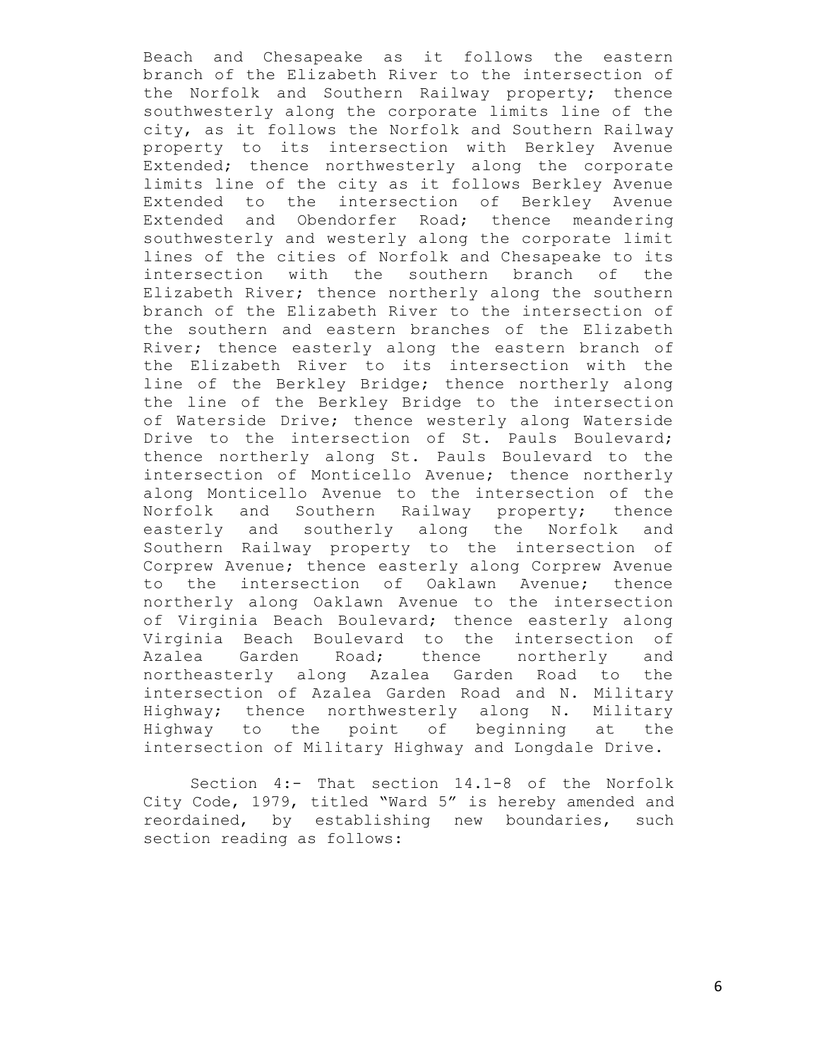Beach and Chesapeake as it follows the eastern branch of the Elizabeth River to the intersection of the Norfolk and Southern Railway property; thence southwesterly along the corporate limits line of the city, as it follows the Norfolk and Southern Railway property to its intersection with Berkley Avenue Extended; thence northwesterly along the corporate limits line of the city as it follows Berkley Avenue Extended to the intersection of Berkley Avenue Extended and Obendorfer Road; thence meandering southwesterly and westerly along the corporate limit lines of the cities of Norfolk and Chesapeake to its intersection with the southern branch of the Elizabeth River; thence northerly along the southern branch of the Elizabeth River to the intersection of the southern and eastern branches of the Elizabeth River; thence easterly along the eastern branch of the Elizabeth River to its intersection with the line of the Berkley Bridge; thence northerly along the line of the Berkley Bridge to the intersection of Waterside Drive; thence westerly along Waterside Drive to the intersection of St. Pauls Boulevard; thence northerly along St. Pauls Boulevard to the intersection of Monticello Avenue; thence northerly along Monticello Avenue to the intersection of the Norfolk and Southern Railway property; thence easterly and southerly along the Norfolk and Southern Railway property to the intersection of Corprew Avenue; thence easterly along Corprew Avenue to the intersection of Oaklawn Avenue; thence northerly along Oaklawn Avenue to the intersection of Virginia Beach Boulevard; thence easterly along Virginia Beach Boulevard to the intersection of Azalea Garden Road; thence northerly and northeasterly along Azalea Garden Road to the intersection of Azalea Garden Road and N. Military Highway; thence northwesterly along N. Military Highway to the point of beginning at the intersection of Military Highway and Longdale Drive.

Section 4:- That section 14.1-8 of the Norfolk City Code, 1979, titled "Ward 5" is hereby amended and reordained, by establishing new boundaries, such section reading as follows: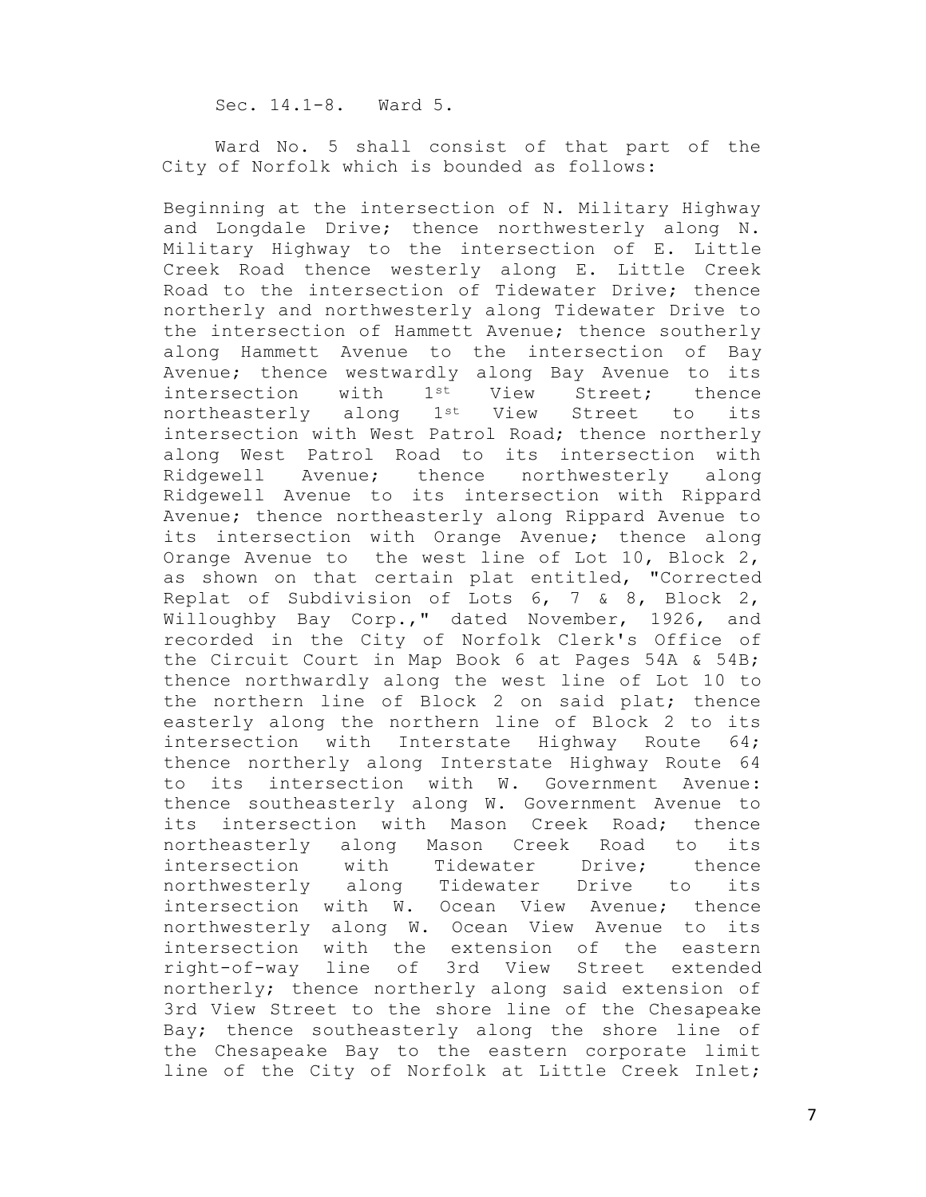Sec. 14.1-8. Ward 5.

Ward No. 5 shall consist of that part of the City of Norfolk which is bounded as follows:

Beginning at the intersection of N. Military Highway and Longdale Drive; thence northwesterly along N. Military Highway to the intersection of E. Little Creek Road thence westerly along E. Little Creek Road to the intersection of Tidewater Drive; thence northerly and northwesterly along Tidewater Drive to the intersection of Hammett Avenue; thence southerly along Hammett Avenue to the intersection of Bay Avenue; thence westwardly along Bay Avenue to its intersection with 1st View Street; thence northeasterly along 1st View Street to its intersection with West Patrol Road; thence northerly along West Patrol Road to its intersection with Ridgewell Avenue; thence northwesterly along Ridgewell Avenue to its intersection with Rippard Avenue; thence northeasterly along Rippard Avenue to its intersection with Orange Avenue; thence along Orange Avenue to the west line of Lot 10, Block 2, as shown on that certain plat entitled, "Corrected Replat of Subdivision of Lots 6, 7 & 8, Block 2, Willoughby Bay Corp.," dated November, 1926, and recorded in the City of Norfolk Clerk's Office of the Circuit Court in Map Book 6 at Pages 54A & 54B; thence northwardly along the west line of Lot 10 to the northern line of Block 2 on said plat; thence easterly along the northern line of Block 2 to its intersection with Interstate Highway Route 64; thence northerly along Interstate Highway Route 64 to its intersection with W. Government Avenue: thence southeasterly along W. Government Avenue to its intersection with Mason Creek Road; thence northeasterly along Mason Creek Road to its intersection with Tidewater Drive; thence northwesterly along Tidewater Drive to its intersection with W. Ocean View Avenue; thence northwesterly along W. Ocean View Avenue to its intersection with the extension of the eastern right-of-way line of 3rd View Street extended northerly; thence northerly along said extension of 3rd View Street to the shore line of the Chesapeake Bay; thence southeasterly along the shore line of the Chesapeake Bay to the eastern corporate limit line of the City of Norfolk at Little Creek Inlet;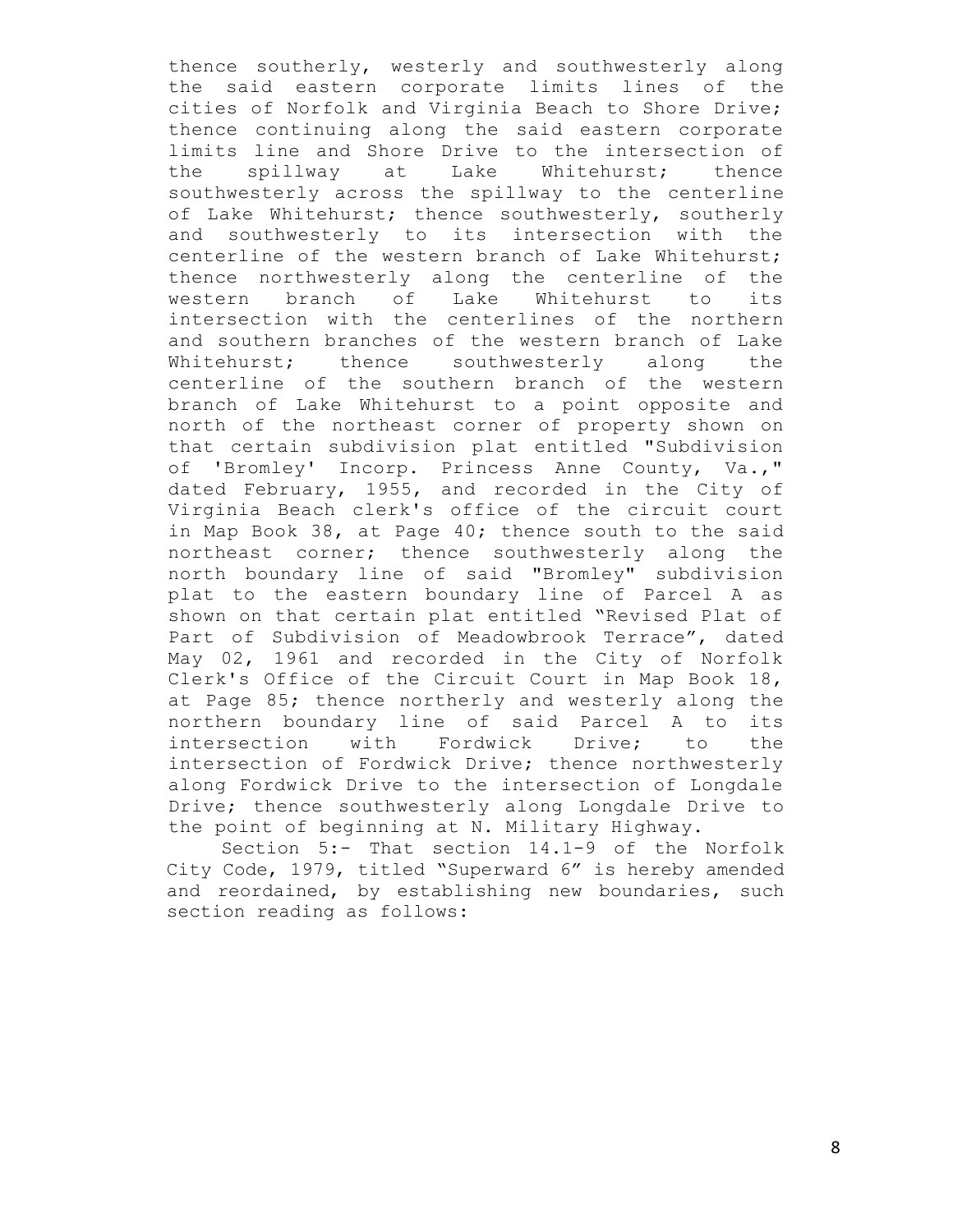thence southerly, westerly and southwesterly along the said eastern corporate limits lines of the cities of Norfolk and Virginia Beach to Shore Drive; thence continuing along the said eastern corporate limits line and Shore Drive to the intersection of the spillway at Lake Whitehurst; thence southwesterly across the spillway to the centerline of Lake Whitehurst; thence southwesterly, southerly and southwesterly to its intersection with the centerline of the western branch of Lake Whitehurst; thence northwesterly along the centerline of the western branch of Lake Whitehurst to its intersection with the centerlines of the northern and southern branches of the western branch of Lake Whitehurst; thence southwesterly along the centerline of the southern branch of the western branch of Lake Whitehurst to a point opposite and north of the northeast corner of property shown on that certain subdivision plat entitled "Subdivision of 'Bromley' Incorp. Princess Anne County, Va.," dated February, 1955, and recorded in the City of Virginia Beach clerk's office of the circuit court in Map Book 38, at Page 40; thence south to the said northeast corner; thence southwesterly along the north boundary line of said "Bromley" subdivision plat to the eastern boundary line of Parcel A as shown on that certain plat entitled "Revised Plat of Part of Subdivision of Meadowbrook Terrace", dated May 02, 1961 and recorded in the City of Norfolk Clerk's Office of the Circuit Court in Map Book 18, at Page 85; thence northerly and westerly along the northern boundary line of said Parcel A to its intersection with Fordwick Drive; to the intersection of Fordwick Drive; thence northwesterly along Fordwick Drive to the intersection of Longdale Drive; thence southwesterly along Longdale Drive to the point of beginning at N. Military Highway.

Section 5:- That section 14.1-9 of the Norfolk City Code, 1979, titled "Superward 6" is hereby amended and reordained, by establishing new boundaries, such section reading as follows: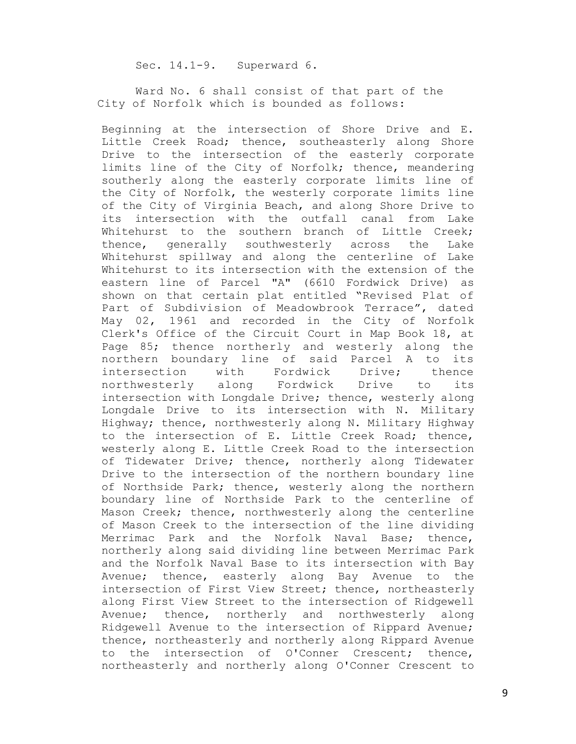Sec. 14.1-9. Superward 6.

Ward No. 6 shall consist of that part of the City of Norfolk which is bounded as follows:

Beginning at the intersection of Shore Drive and E. Little Creek Road; thence, southeasterly along Shore Drive to the intersection of the easterly corporate limits line of the City of Norfolk; thence, meandering southerly along the easterly corporate limits line of the City of Norfolk, the westerly corporate limits line of the City of Virginia Beach, and along Shore Drive to its intersection with the outfall canal from Lake Whitehurst to the southern branch of Little Creek; thence, generally southwesterly across the Lake Whitehurst spillway and along the centerline of Lake Whitehurst to its intersection with the extension of the eastern line of Parcel "A" (6610 Fordwick Drive) as shown on that certain plat entitled "Revised Plat of Part of Subdivision of Meadowbrook Terrace", dated May 02, 1961 and recorded in the City of Norfolk Clerk's Office of the Circuit Court in Map Book 18, at Page 85; thence northerly and westerly along the northern boundary line of said Parcel A to its intersection with Fordwick Drive; thence northwesterly along Fordwick Drive to its intersection with Longdale Drive; thence, westerly along Longdale Drive to its intersection with N. Military Highway; thence, northwesterly along N. Military Highway to the intersection of E. Little Creek Road; thence, westerly along E. Little Creek Road to the intersection of Tidewater Drive; thence, northerly along Tidewater Drive to the intersection of the northern boundary line of Northside Park; thence, westerly along the northern boundary line of Northside Park to the centerline of Mason Creek; thence, northwesterly along the centerline of Mason Creek to the intersection of the line dividing Merrimac Park and the Norfolk Naval Base; thence, northerly along said dividing line between Merrimac Park and the Norfolk Naval Base to its intersection with Bay Avenue; thence, easterly along Bay Avenue to the intersection of First View Street; thence, northeasterly along First View Street to the intersection of Ridgewell Avenue; thence, northerly and northwesterly along Ridgewell Avenue to the intersection of Rippard Avenue; thence, northeasterly and northerly along Rippard Avenue to the intersection of O'Conner Crescent; thence, northeasterly and northerly along O'Conner Crescent to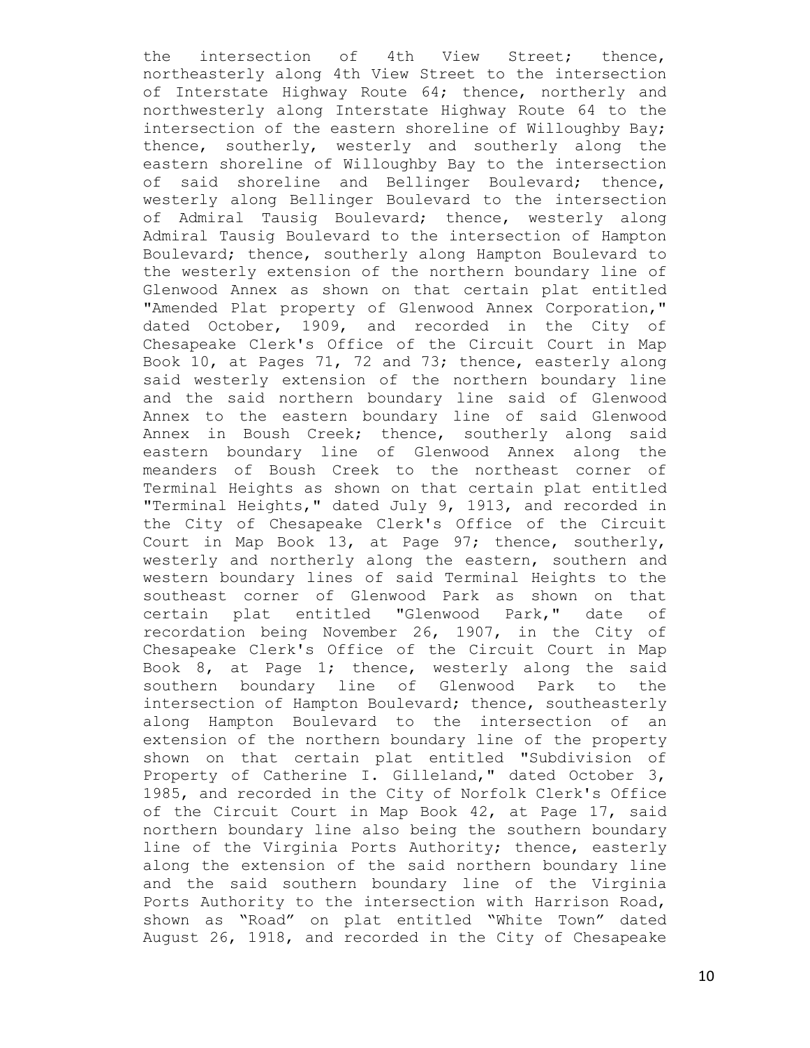the intersection of 4th View Street; thence, northeasterly along 4th View Street to the intersection of Interstate Highway Route 64; thence, northerly and northwesterly along Interstate Highway Route 64 to the intersection of the eastern shoreline of Willoughby Bay; thence, southerly, westerly and southerly along the eastern shoreline of Willoughby Bay to the intersection of said shoreline and Bellinger Boulevard; thence, westerly along Bellinger Boulevard to the intersection of Admiral Tausig Boulevard; thence, westerly along Admiral Tausig Boulevard to the intersection of Hampton Boulevard; thence, southerly along Hampton Boulevard to the westerly extension of the northern boundary line of Glenwood Annex as shown on that certain plat entitled "Amended Plat property of Glenwood Annex Corporation," dated October, 1909, and recorded in the City of Chesapeake Clerk's Office of the Circuit Court in Map Book 10, at Pages 71, 72 and 73; thence, easterly along said westerly extension of the northern boundary line and the said northern boundary line said of Glenwood Annex to the eastern boundary line of said Glenwood Annex in Boush Creek; thence, southerly along said eastern boundary line of Glenwood Annex along the meanders of Boush Creek to the northeast corner of Terminal Heights as shown on that certain plat entitled "Terminal Heights," dated July 9, 1913, and recorded in the City of Chesapeake Clerk's Office of the Circuit Court in Map Book 13, at Page 97; thence, southerly, westerly and northerly along the eastern, southern and western boundary lines of said Terminal Heights to the southeast corner of Glenwood Park as shown on that certain plat entitled "Glenwood Park," date of recordation being November 26, 1907, in the City of Chesapeake Clerk's Office of the Circuit Court in Map Book 8, at Page 1; thence, westerly along the said southern boundary line of Glenwood Park to the intersection of Hampton Boulevard; thence, southeasterly along Hampton Boulevard to the intersection of an extension of the northern boundary line of the property shown on that certain plat entitled "Subdivision of Property of Catherine I. Gilleland," dated October 3, 1985, and recorded in the City of Norfolk Clerk's Office of the Circuit Court in Map Book 42, at Page 17, said northern boundary line also being the southern boundary line of the Virginia Ports Authority; thence, easterly along the extension of the said northern boundary line and the said southern boundary line of the Virginia Ports Authority to the intersection with Harrison Road, shown as "Road" on plat entitled "White Town" dated August 26, 1918, and recorded in the City of Chesapeake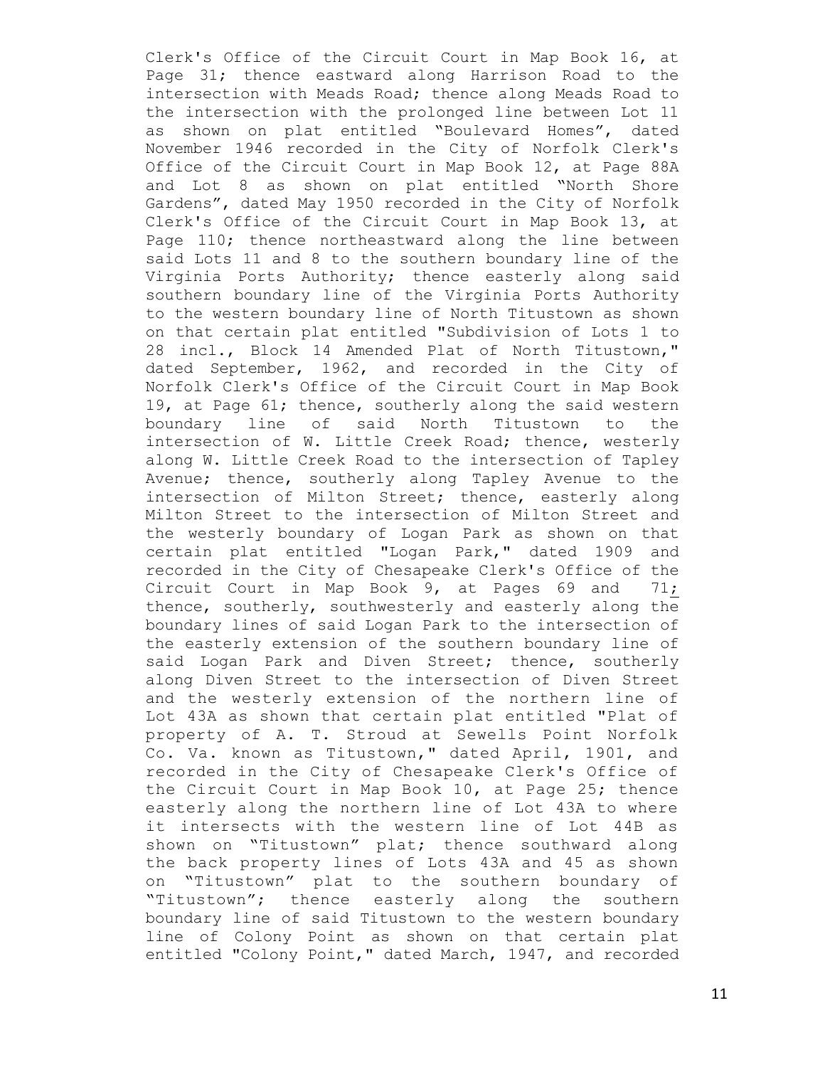Clerk's Office of the Circuit Court in Map Book 16, at Page 31; thence eastward along Harrison Road to the intersection with Meads Road; thence along Meads Road to the intersection with the prolonged line between Lot 11 as shown on plat entitled "Boulevard Homes", dated November 1946 recorded in the City of Norfolk Clerk's Office of the Circuit Court in Map Book 12, at Page 88A and Lot 8 as shown on plat entitled "North Shore Gardens", dated May 1950 recorded in the City of Norfolk Clerk's Office of the Circuit Court in Map Book 13, at Page 110; thence northeastward along the line between said Lots 11 and 8 to the southern boundary line of the Virginia Ports Authority; thence easterly along said southern boundary line of the Virginia Ports Authority to the western boundary line of North Titustown as shown on that certain plat entitled "Subdivision of Lots 1 to 28 incl., Block 14 Amended Plat of North Titustown," dated September, 1962, and recorded in the City of Norfolk Clerk's Office of the Circuit Court in Map Book 19, at Page 61; thence, southerly along the said western boundary line of said North Titustown to the intersection of W. Little Creek Road; thence, westerly along W. Little Creek Road to the intersection of Tapley Avenue; thence, southerly along Tapley Avenue to the intersection of Milton Street; thence, easterly along Milton Street to the intersection of Milton Street and the westerly boundary of Logan Park as shown on that certain plat entitled "Logan Park," dated 1909 and recorded in the City of Chesapeake Clerk's Office of the Circuit Court in Map Book 9, at Pages 69 and 71; thence, southerly, southwesterly and easterly along the boundary lines of said Logan Park to the intersection of the easterly extension of the southern boundary line of said Logan Park and Diven Street; thence, southerly along Diven Street to the intersection of Diven Street and the westerly extension of the northern line of Lot 43A as shown that certain plat entitled "Plat of property of A. T. Stroud at Sewells Point Norfolk Co. Va. known as Titustown," dated April, 1901, and recorded in the City of Chesapeake Clerk's Office of the Circuit Court in Map Book 10, at Page 25; thence easterly along the northern line of Lot 43A to where it intersects with the western line of Lot 44B as shown on "Titustown" plat; thence southward along the back property lines of Lots 43A and 45 as shown on "Titustown" plat to the southern boundary of "Titustown"; thence easterly along the southern boundary line of said Titustown to the western boundary line of Colony Point as shown on that certain plat entitled "Colony Point," dated March, 1947, and recorded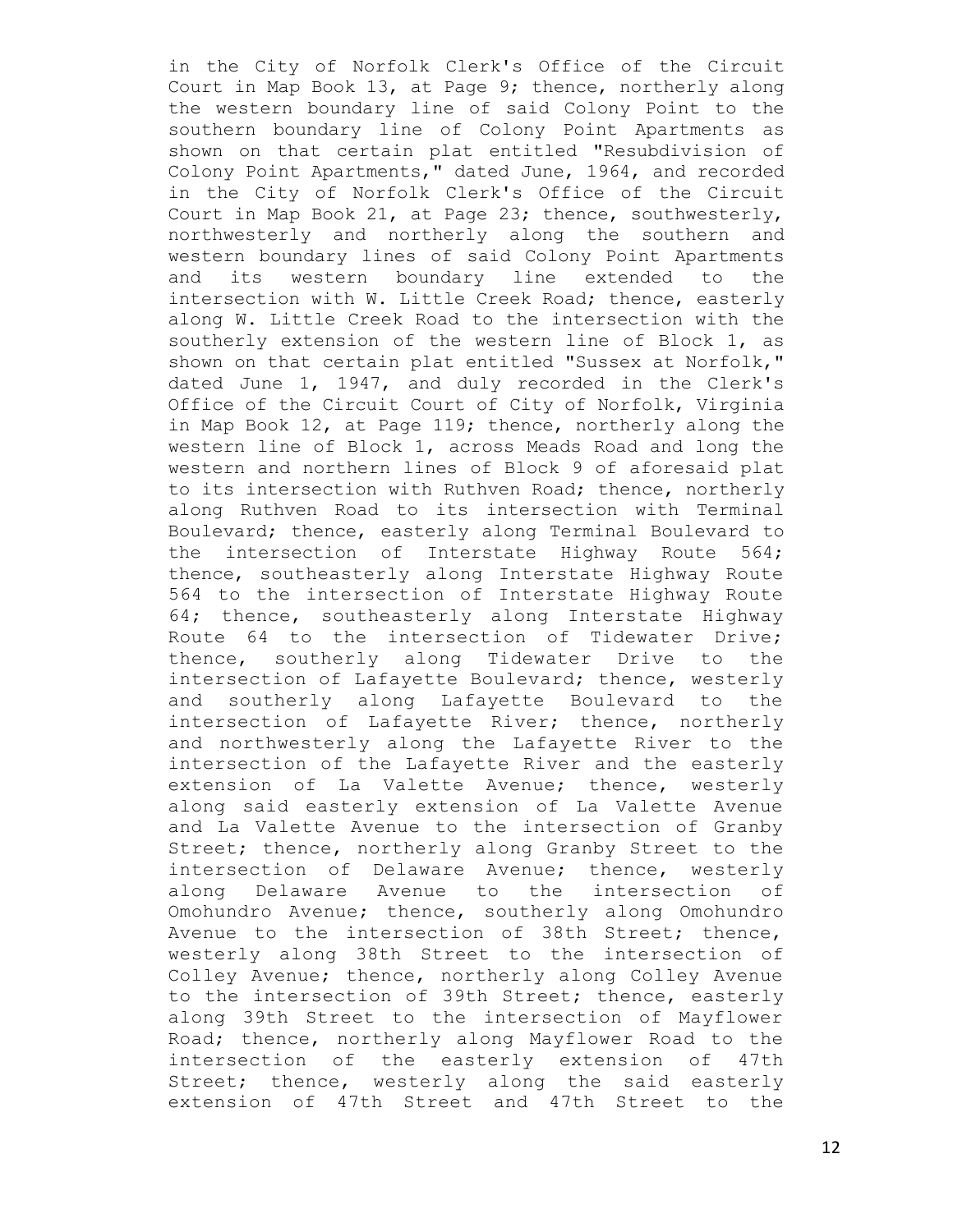in the City of Norfolk Clerk's Office of the Circuit Court in Map Book 13, at Page 9; thence, northerly along the western boundary line of said Colony Point to the southern boundary line of Colony Point Apartments as shown on that certain plat entitled "Resubdivision of Colony Point Apartments," dated June, 1964, and recorded in the City of Norfolk Clerk's Office of the Circuit Court in Map Book 21, at Page 23; thence, southwesterly, northwesterly and northerly along the southern and western boundary lines of said Colony Point Apartments and its western boundary line extended to the intersection with W. Little Creek Road; thence, easterly along W. Little Creek Road to the intersection with the southerly extension of the western line of Block 1, as shown on that certain plat entitled "Sussex at Norfolk," dated June 1, 1947, and duly recorded in the Clerk's Office of the Circuit Court of City of Norfolk, Virginia in Map Book 12, at Page 119; thence, northerly along the western line of Block 1, across Meads Road and long the western and northern lines of Block 9 of aforesaid plat to its intersection with Ruthven Road; thence, northerly along Ruthven Road to its intersection with Terminal Boulevard; thence, easterly along Terminal Boulevard to the intersection of Interstate Highway Route 564; thence, southeasterly along Interstate Highway Route 564 to the intersection of Interstate Highway Route 64; thence, southeasterly along Interstate Highway Route 64 to the intersection of Tidewater Drive; thence, southerly along Tidewater Drive to the intersection of Lafayette Boulevard; thence, westerly and southerly along Lafayette Boulevard to the intersection of Lafayette River; thence, northerly and northwesterly along the Lafayette River to the intersection of the Lafayette River and the easterly extension of La Valette Avenue; thence, westerly along said easterly extension of La Valette Avenue and La Valette Avenue to the intersection of Granby Street; thence, northerly along Granby Street to the intersection of Delaware Avenue; thence, westerly along Delaware Avenue to the intersection of Omohundro Avenue; thence, southerly along Omohundro Avenue to the intersection of 38th Street; thence, westerly along 38th Street to the intersection of Colley Avenue; thence, northerly along Colley Avenue to the intersection of 39th Street; thence, easterly along 39th Street to the intersection of Mayflower Road; thence, northerly along Mayflower Road to the intersection of the easterly extension of 47th Street; thence, westerly along the said easterly extension of 47th Street and 47th Street to the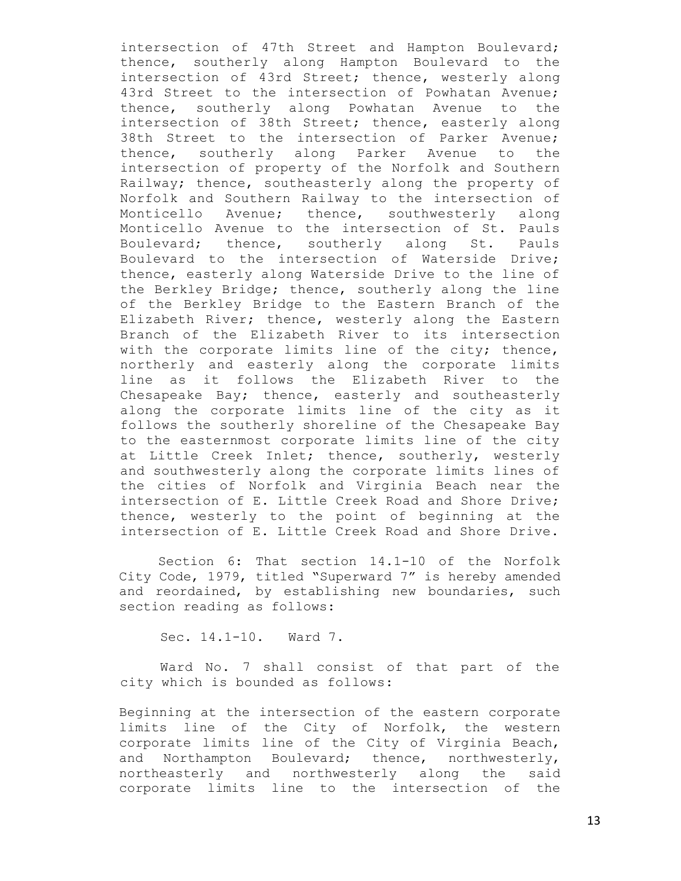intersection of 47th Street and Hampton Boulevard; thence, southerly along Hampton Boulevard to the intersection of 43rd Street; thence, westerly along 43rd Street to the intersection of Powhatan Avenue; thence, southerly along Powhatan Avenue to the intersection of 38th Street; thence, easterly along 38th Street to the intersection of Parker Avenue; thence, southerly along Parker Avenue to the intersection of property of the Norfolk and Southern Railway; thence, southeasterly along the property of Norfolk and Southern Railway to the intersection of Monticello Avenue; thence, southwesterly along Monticello Avenue to the intersection of St. Pauls Boulevard; thence, southerly along St. Pauls Boulevard to the intersection of Waterside Drive; thence, easterly along Waterside Drive to the line of the Berkley Bridge; thence, southerly along the line of the Berkley Bridge to the Eastern Branch of the Elizabeth River; thence, westerly along the Eastern Branch of the Elizabeth River to its intersection with the corporate limits line of the city; thence, northerly and easterly along the corporate limits line as it follows the Elizabeth River to the Chesapeake Bay; thence, easterly and southeasterly along the corporate limits line of the city as it follows the southerly shoreline of the Chesapeake Bay to the easternmost corporate limits line of the city at Little Creek Inlet; thence, southerly, westerly and southwesterly along the corporate limits lines of the cities of Norfolk and Virginia Beach near the intersection of E. Little Creek Road and Shore Drive; thence, westerly to the point of beginning at the intersection of E. Little Creek Road and Shore Drive.

Section 6: That section 14.1-10 of the Norfolk City Code, 1979, titled "Superward 7" is hereby amended and reordained, by establishing new boundaries, such section reading as follows:

Sec. 14.1-10. Ward 7.

Ward No. 7 shall consist of that part of the city which is bounded as follows:

Beginning at the intersection of the eastern corporate limits line of the City of Norfolk, the western corporate limits line of the City of Virginia Beach, and Northampton Boulevard; thence, northwesterly, northeasterly and northwesterly along the said corporate limits line to the intersection of the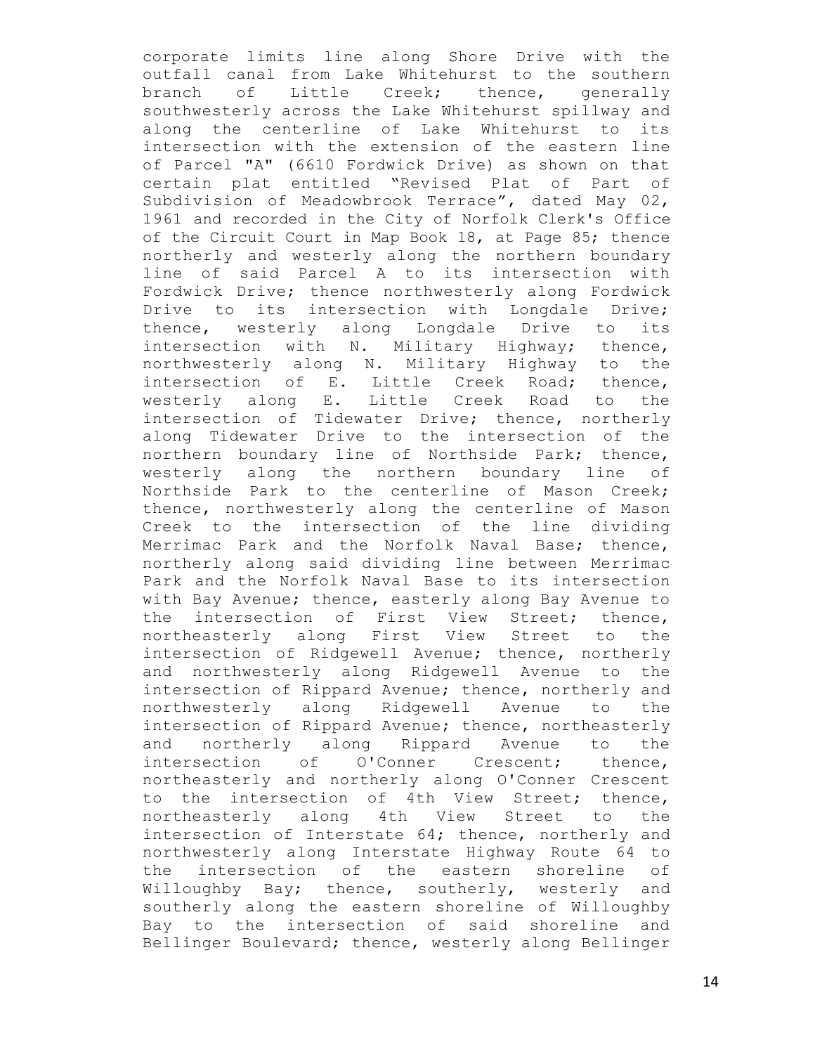corporate limits line along Shore Drive with the outfall canal from Lake Whitehurst to the southern branch of Little Creek; thence, generally southwesterly across the Lake Whitehurst spillway and along the centerline of Lake Whitehurst to its intersection with the extension of the eastern line of Parcel "A" (6610 Fordwick Drive) as shown on that certain plat entitled "Revised Plat of Part of Subdivision of Meadowbrook Terrace", dated May 02, 1961 and recorded in the City of Norfolk Clerk's Office of the Circuit Court in Map Book 18, at Page 85; thence northerly and westerly along the northern boundary line of said Parcel A to its intersection with Fordwick Drive; thence northwesterly along Fordwick Drive to its intersection with Longdale Drive; thence, westerly along Longdale Drive to its intersection with N. Military Highway; thence, northwesterly along N. Military Highway to the intersection of E. Little Creek Road; thence, westerly along E. Little Creek Road to the intersection of Tidewater Drive; thence, northerly along Tidewater Drive to the intersection of the northern boundary line of Northside Park; thence, westerly along the northern boundary line of Northside Park to the centerline of Mason Creek; thence, northwesterly along the centerline of Mason Creek to the intersection of the line dividing Merrimac Park and the Norfolk Naval Base; thence, northerly along said dividing line between Merrimac Park and the Norfolk Naval Base to its intersection with Bay Avenue; thence, easterly along Bay Avenue to the intersection of First View Street; thence, northeasterly along First View Street to the intersection of Ridgewell Avenue; thence, northerly and northwesterly along Ridgewell Avenue to the intersection of Rippard Avenue; thence, northerly and northwesterly along Ridgewell Avenue to the intersection of Rippard Avenue; thence, northeasterly and northerly along Rippard Avenue to the intersection of O'Conner Crescent; thence, northeasterly and northerly along O'Conner Crescent to the intersection of 4th View Street; thence, northeasterly along 4th View Street to the intersection of Interstate 64; thence, northerly and northwesterly along Interstate Highway Route 64 to the intersection of the eastern shoreline of Willoughby Bay; thence, southerly, westerly and southerly along the eastern shoreline of Willoughby Bay to the intersection of said shoreline and Bellinger Boulevard; thence, westerly along Bellinger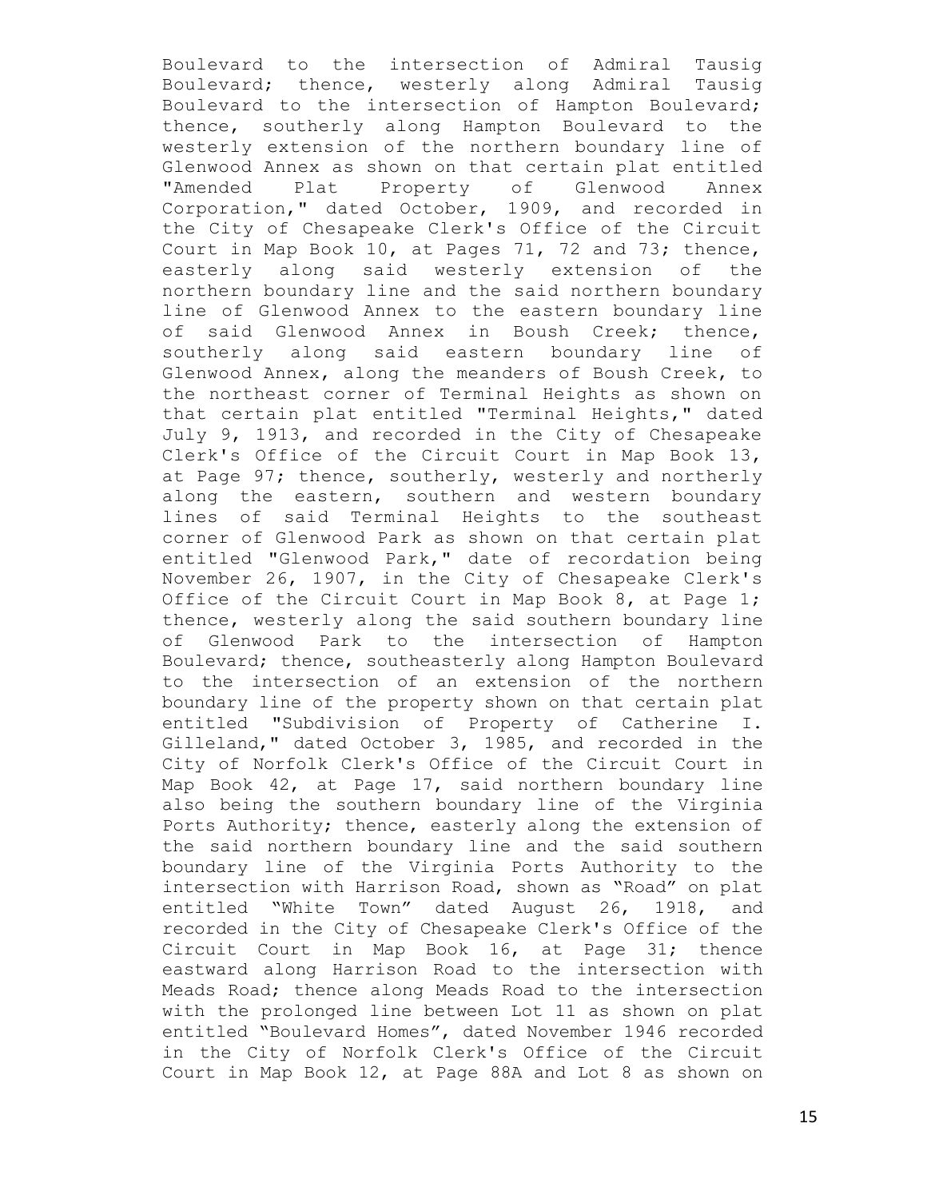Boulevard to the intersection of Admiral Tausig Boulevard; thence, westerly along Admiral Tausig Boulevard to the intersection of Hampton Boulevard; thence, southerly along Hampton Boulevard to the westerly extension of the northern boundary line of Glenwood Annex as shown on that certain plat entitled "Amended Plat Property of Glenwood Annex Corporation," dated October, 1909, and recorded in the City of Chesapeake Clerk's Office of the Circuit Court in Map Book 10, at Pages 71, 72 and 73; thence, easterly along said westerly extension of the northern boundary line and the said northern boundary line of Glenwood Annex to the eastern boundary line of said Glenwood Annex in Boush Creek; thence, southerly along said eastern boundary line of Glenwood Annex, along the meanders of Boush Creek, to the northeast corner of Terminal Heights as shown on that certain plat entitled "Terminal Heights," dated July 9, 1913, and recorded in the City of Chesapeake Clerk's Office of the Circuit Court in Map Book 13, at Page 97; thence, southerly, westerly and northerly along the eastern, southern and western boundary lines of said Terminal Heights to the southeast corner of Glenwood Park as shown on that certain plat entitled "Glenwood Park," date of recordation being November 26, 1907, in the City of Chesapeake Clerk's Office of the Circuit Court in Map Book 8, at Page 1; thence, westerly along the said southern boundary line of Glenwood Park to the intersection of Hampton Boulevard; thence, southeasterly along Hampton Boulevard to the intersection of an extension of the northern boundary line of the property shown on that certain plat entitled "Subdivision of Property of Catherine I. Gilleland," dated October 3, 1985, and recorded in the City of Norfolk Clerk's Office of the Circuit Court in Map Book 42, at Page 17, said northern boundary line also being the southern boundary line of the Virginia Ports Authority; thence, easterly along the extension of the said northern boundary line and the said southern boundary line of the Virginia Ports Authority to the intersection with Harrison Road, shown as "Road" on plat entitled "White Town" dated August 26, 1918, and recorded in the City of Chesapeake Clerk's Office of the Circuit Court in Map Book 16, at Page 31; thence eastward along Harrison Road to the intersection with Meads Road; thence along Meads Road to the intersection with the prolonged line between Lot 11 as shown on plat entitled "Boulevard Homes", dated November 1946 recorded in the City of Norfolk Clerk's Office of the Circuit Court in Map Book 12, at Page 88A and Lot 8 as shown on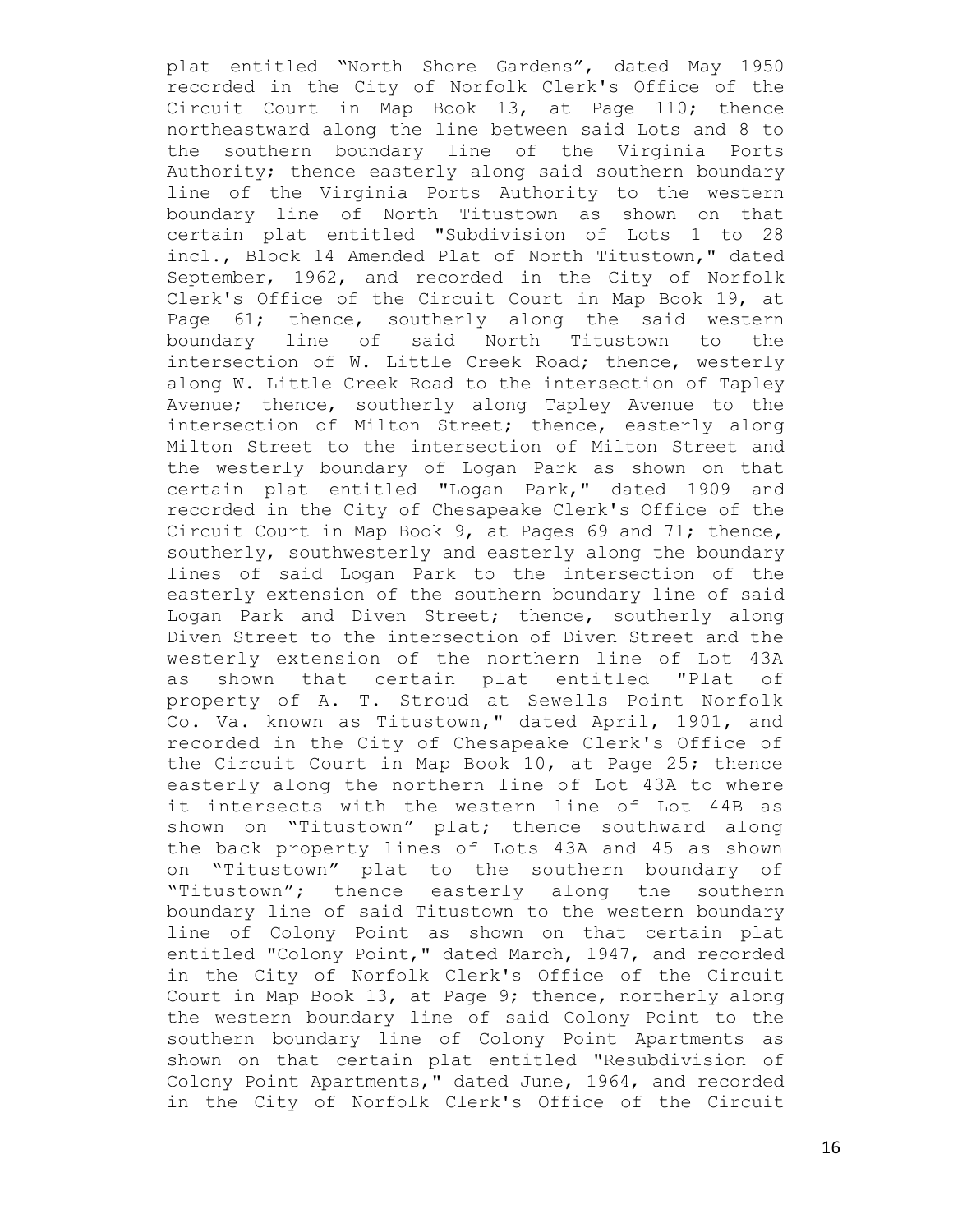plat entitled “North Shore Gardens”, dated May 1950 recorded in the City of Norfolk Clerk's Office of the Circuit Court in Map Book 13, at Page 110; thence northeastward along the line between said Lots and 8 to the southern boundary line of the Virginia Ports Authority; thence easterly along said southern boundary line of the Virginia Ports Authority to the western boundary line of North Titustown as shown on that certain plat entitled "Subdivision of Lots 1 to 28 incl., Block 14 Amended Plat of North Titustown," dated September, 1962, and recorded in the City of Norfolk Clerk's Office of the Circuit Court in Map Book 19, at Page 61; thence, southerly along the said western boundary line of said North Titustown to the intersection of W. Little Creek Road; thence, westerly along W. Little Creek Road to the intersection of Tapley Avenue; thence, southerly along Tapley Avenue to the intersection of Milton Street; thence, easterly along Milton Street to the intersection of Milton Street and the westerly boundary of Logan Park as shown on that certain plat entitled "Logan Park," dated 1909 and recorded in the City of Chesapeake Clerk's Office of the Circuit Court in Map Book 9, at Pages 69 and 71; thence, southerly, southwesterly and easterly along the boundary lines of said Logan Park to the intersection of the easterly extension of the southern boundary line of said Logan Park and Diven Street; thence, southerly along Diven Street to the intersection of Diven Street and the westerly extension of the northern line of Lot 43A as shown that certain plat entitled "Plat of property of A. T. Stroud at Sewells Point Norfolk Co. Va. known as Titustown," dated April, 1901, and recorded in the City of Chesapeake Clerk's Office of the Circuit Court in Map Book 10, at Page 25; thence easterly along the northern line of Lot 43A to where it intersects with the western line of Lot 44B as shown on “Titustown” plat; thence southward along the back property lines of Lots 43A and 45 as shown on “Titustown” plat to the southern boundary of “Titustown”; thence easterly along the southern boundary line of said Titustown to the western boundary line of Colony Point as shown on that certain plat entitled "Colony Point," dated March, 1947, and recorded in the City of Norfolk Clerk's Office of the Circuit Court in Map Book 13, at Page 9; thence, northerly along the western boundary line of said Colony Point to the southern boundary line of Colony Point Apartments as shown on that certain plat entitled "Resubdivision of Colony Point Apartments," dated June, 1964, and recorded in the City of Norfolk Clerk's Office of the Circuit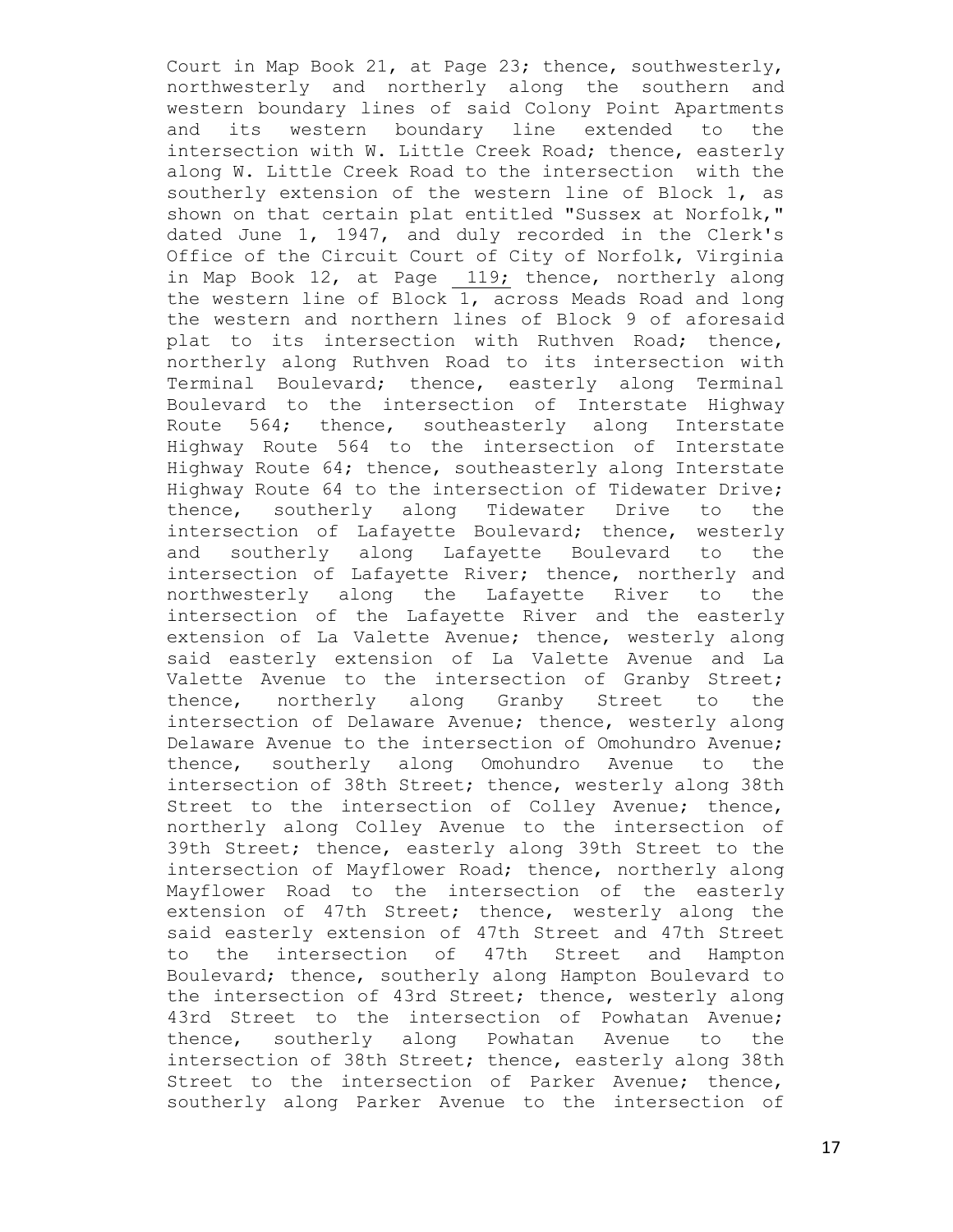Court in Map Book 21, at Page 23; thence, southwesterly, northwesterly and northerly along the southern and western boundary lines of said Colony Point Apartments and its western boundary line extended to the intersection with W. Little Creek Road; thence, easterly along W. Little Creek Road to the intersection with the southerly extension of the western line of Block 1, as shown on that certain plat entitled "Sussex at Norfolk," dated June 1, 1947, and duly recorded in the Clerk's Office of the Circuit Court of City of Norfolk, Virginia in Map Book 12, at Page 119; thence, northerly along the western line of Block 1, across Meads Road and long the western and northern lines of Block 9 of aforesaid plat to its intersection with Ruthven Road; thence, northerly along Ruthven Road to its intersection with Terminal Boulevard; thence, easterly along Terminal Boulevard to the intersection of Interstate Highway Route 564; thence, southeasterly along Interstate Highway Route 564 to the intersection of Interstate Highway Route 64; thence, southeasterly along Interstate Highway Route 64 to the intersection of Tidewater Drive; thence, southerly along Tidewater Drive to the intersection of Lafayette Boulevard; thence, westerly and southerly along Lafayette Boulevard to the intersection of Lafayette River; thence, northerly and northwesterly along the Lafayette River to the intersection of the Lafayette River and the easterly extension of La Valette Avenue; thence, westerly along said easterly extension of La Valette Avenue and La Valette Avenue to the intersection of Granby Street; thence, northerly along Granby Street to the intersection of Delaware Avenue; thence, westerly along Delaware Avenue to the intersection of Omohundro Avenue; thence, southerly along Omohundro Avenue to the intersection of 38th Street; thence, westerly along 38th Street to the intersection of Colley Avenue; thence, northerly along Colley Avenue to the intersection of 39th Street; thence, easterly along 39th Street to the intersection of Mayflower Road; thence, northerly along Mayflower Road to the intersection of the easterly extension of 47th Street; thence, westerly along the said easterly extension of 47th Street and 47th Street to the intersection of 47th Street and Hampton Boulevard; thence, southerly along Hampton Boulevard to the intersection of 43rd Street; thence, westerly along 43rd Street to the intersection of Powhatan Avenue; thence, southerly along Powhatan Avenue to the intersection of 38th Street; thence, easterly along 38th Street to the intersection of Parker Avenue; thence, southerly along Parker Avenue to the intersection of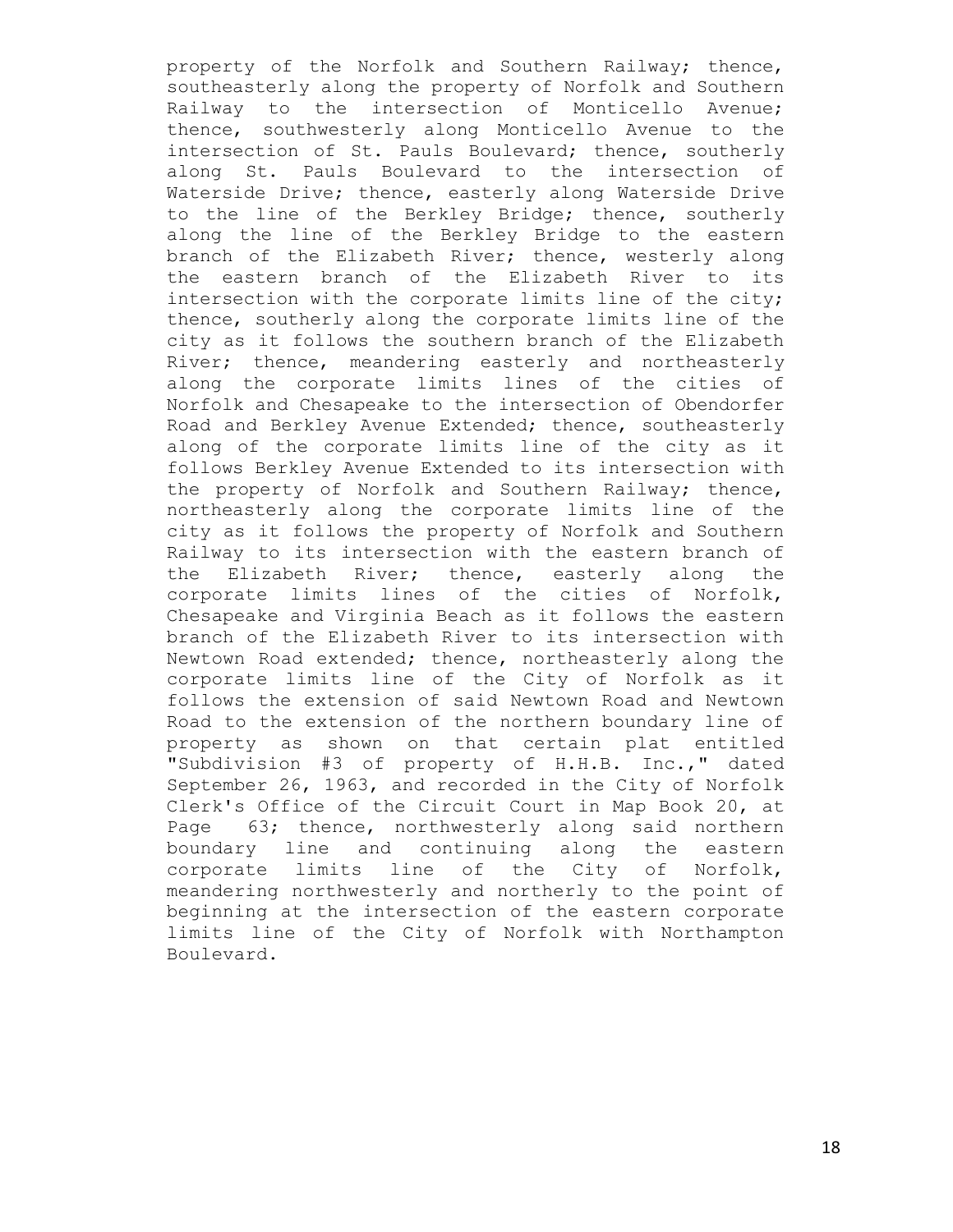property of the Norfolk and Southern Railway; thence, southeasterly along the property of Norfolk and Southern Railway to the intersection of Monticello Avenue; thence, southwesterly along Monticello Avenue to the intersection of St. Pauls Boulevard; thence, southerly along St. Pauls Boulevard to the intersection of Waterside Drive; thence, easterly along Waterside Drive to the line of the Berkley Bridge; thence, southerly along the line of the Berkley Bridge to the eastern branch of the Elizabeth River; thence, westerly along the eastern branch of the Elizabeth River to its intersection with the corporate limits line of the city; thence, southerly along the corporate limits line of the city as it follows the southern branch of the Elizabeth River; thence, meandering easterly and northeasterly along the corporate limits lines of the cities of Norfolk and Chesapeake to the intersection of Obendorfer Road and Berkley Avenue Extended; thence, southeasterly along of the corporate limits line of the city as it follows Berkley Avenue Extended to its intersection with the property of Norfolk and Southern Railway; thence, northeasterly along the corporate limits line of the city as it follows the property of Norfolk and Southern Railway to its intersection with the eastern branch of the Elizabeth River; thence, easterly along the corporate limits lines of the cities of Norfolk, Chesapeake and Virginia Beach as it follows the eastern branch of the Elizabeth River to its intersection with Newtown Road extended; thence, northeasterly along the corporate limits line of the City of Norfolk as it follows the extension of said Newtown Road and Newtown Road to the extension of the northern boundary line of property as shown on that certain plat entitled "Subdivision #3 of property of H.H.B. Inc.," dated September 26, 1963, and recorded in the City of Norfolk Clerk's Office of the Circuit Court in Map Book 20, at Page 63; thence, northwesterly along said northern boundary line and continuing along the eastern corporate limits line of the City of Norfolk, meandering northwesterly and northerly to the point of beginning at the intersection of the eastern corporate limits line of the City of Norfolk with Northampton Boulevard.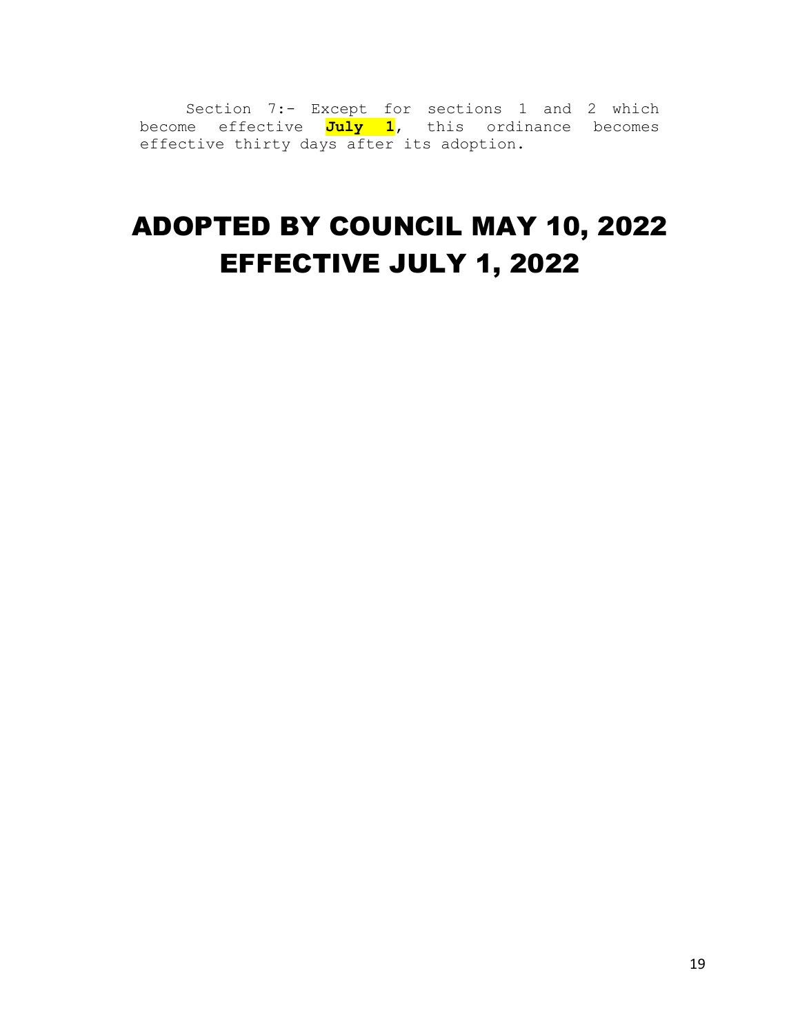Section 7:- Except for sections 1 and 2 which become effective **July 1**, this ordinance becomes effective thirty days after its adoption.

# ADOPTED BY COUNCIL MAY 10, 2022
# EFFECTIVE JULY 1, 2022